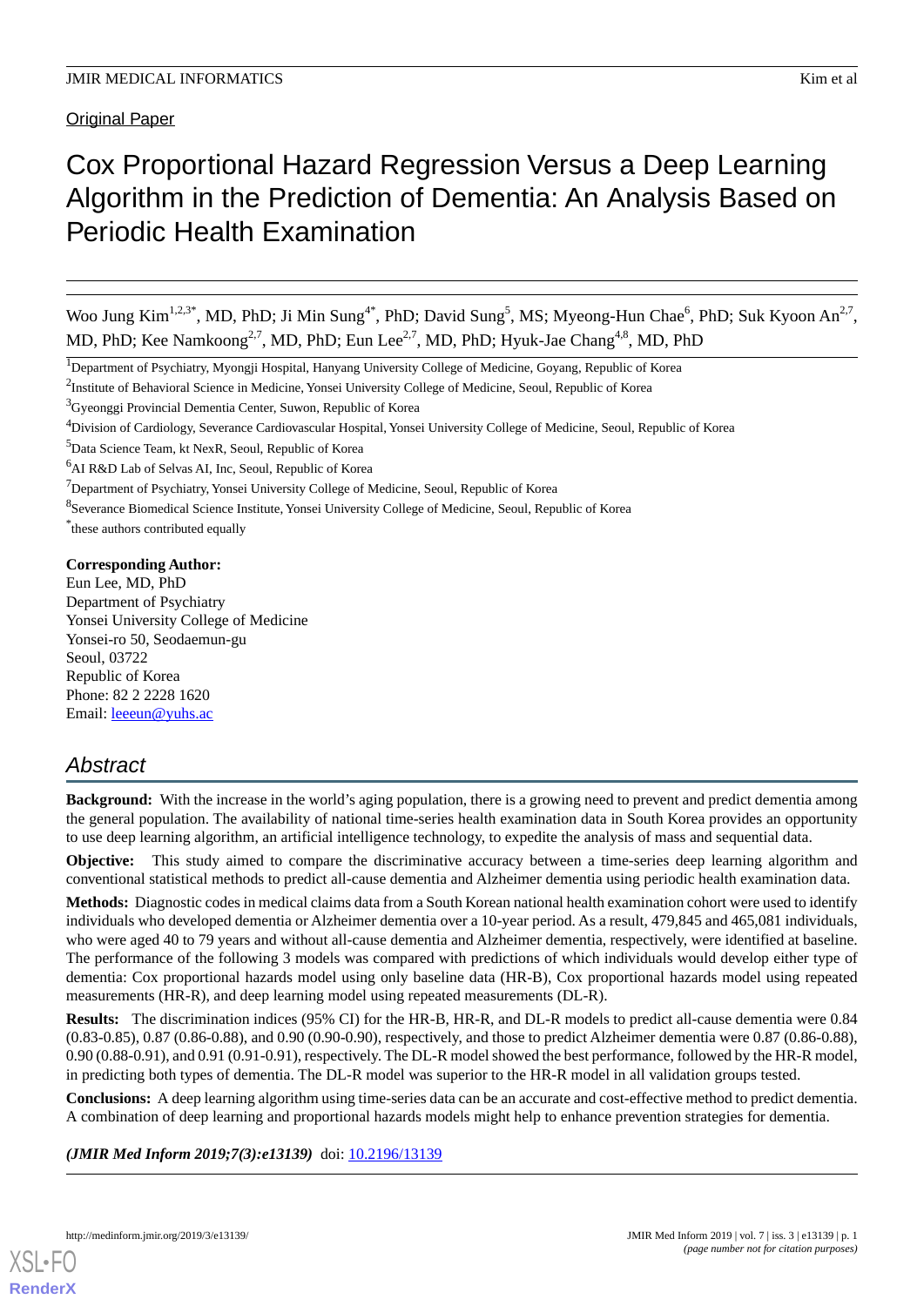Original Paper

# Cox Proportional Hazard Regression Versus a Deep Learning Algorithm in the Prediction of Dementia: An Analysis Based on Periodic Health Examination

Woo Jung Kim[1,2,3*], MD, PhD; Ji Min Sung[4*], PhD; David Sung[5], MS; Myeong-Hun Chae[6], PhD; Suk Kyoon An[2,7], MD, PhD; Kee Namkoong[2,7], MD, PhD; Eun Lee[2,7], MD, PhD; Hyuk-Jae Chang[4,8], MD, PhD

[1]Department of Psychiatry, Myongji Hospital, Hanyang University College of Medicine, Goyang, Republic of Korea

[2]Institute of Behavioral Science in Medicine, Yonsei University College of Medicine, Seoul, Republic of Korea

[3]Gyeonggi Provincial Dementia Center, Suwon, Republic of Korea

[4]Division of Cardiology, Severance Cardiovascular Hospital, Yonsei University College of Medicine, Seoul, Republic of Korea

[5]Data Science Team, kt NexR, Seoul, Republic of Korea

[6]AI R&D Lab of Selvas AI, Inc, Seoul, Republic of Korea

[7]Department of Psychiatry, Yonsei University College of Medicine, Seoul, Republic of Korea

[8]Severance Biomedical Science Institute, Yonsei University College of Medicine, Seoul, Republic of Korea

[*]these authors contributed equally

**Corresponding Author:**
Eun Lee, MD, PhD
Department of Psychiatry
Yonsei University College of Medicine
Yonsei-ro 50, Seodaemun-gu
Seoul, 03722
Republic of Korea
Phone: 82 2 2228 1620
Email: leeeun@yuhs.ac

## Abstract

**Background:** With the increase in the world's aging population, there is a growing need to prevent and predict dementia among the general population. The availability of national time-series health examination data in South Korea provides an opportunity to use deep learning algorithm, an artificial intelligence technology, to expedite the analysis of mass and sequential data.

**Objective:** This study aimed to compare the discriminative accuracy between a time-series deep learning algorithm and conventional statistical methods to predict all-cause dementia and Alzheimer dementia using periodic health examination data.

**Methods:** Diagnostic codes in medical claims data from a South Korean national health examination cohort were used to identify individuals who developed dementia or Alzheimer dementia over a 10-year period. As a result, 479,845 and 465,081 individuals, who were aged 40 to 79 years and without all-cause dementia and Alzheimer dementia, respectively, were identified at baseline. The performance of the following 3 models was compared with predictions of which individuals would develop either type of dementia: Cox proportional hazards model using only baseline data (HR-B), Cox proportional hazards model using repeated measurements (HR-R), and deep learning model using repeated measurements (DL-R).

**Results:** The discrimination indices (95% CI) for the HR-B, HR-R, and DL-R models to predict all-cause dementia were 0.84 (0.83-0.85), 0.87 (0.86-0.88), and 0.90 (0.90-0.90), respectively, and those to predict Alzheimer dementia were 0.87 (0.86-0.88), 0.90 (0.88-0.91), and 0.91 (0.91-0.91), respectively. The DL-R model showed the best performance, followed by the HR-R model, in predicting both types of dementia. The DL-R model was superior to the HR-R model in all validation groups tested.

**Conclusions:** A deep learning algorithm using time-series data can be an accurate and cost-effective method to predict dementia. A combination of deep learning and proportional hazards models might help to enhance prevention strategies for dementia.

*(JMIR Med Inform 2019;7(3):e13139)* doi: 10.2196/13139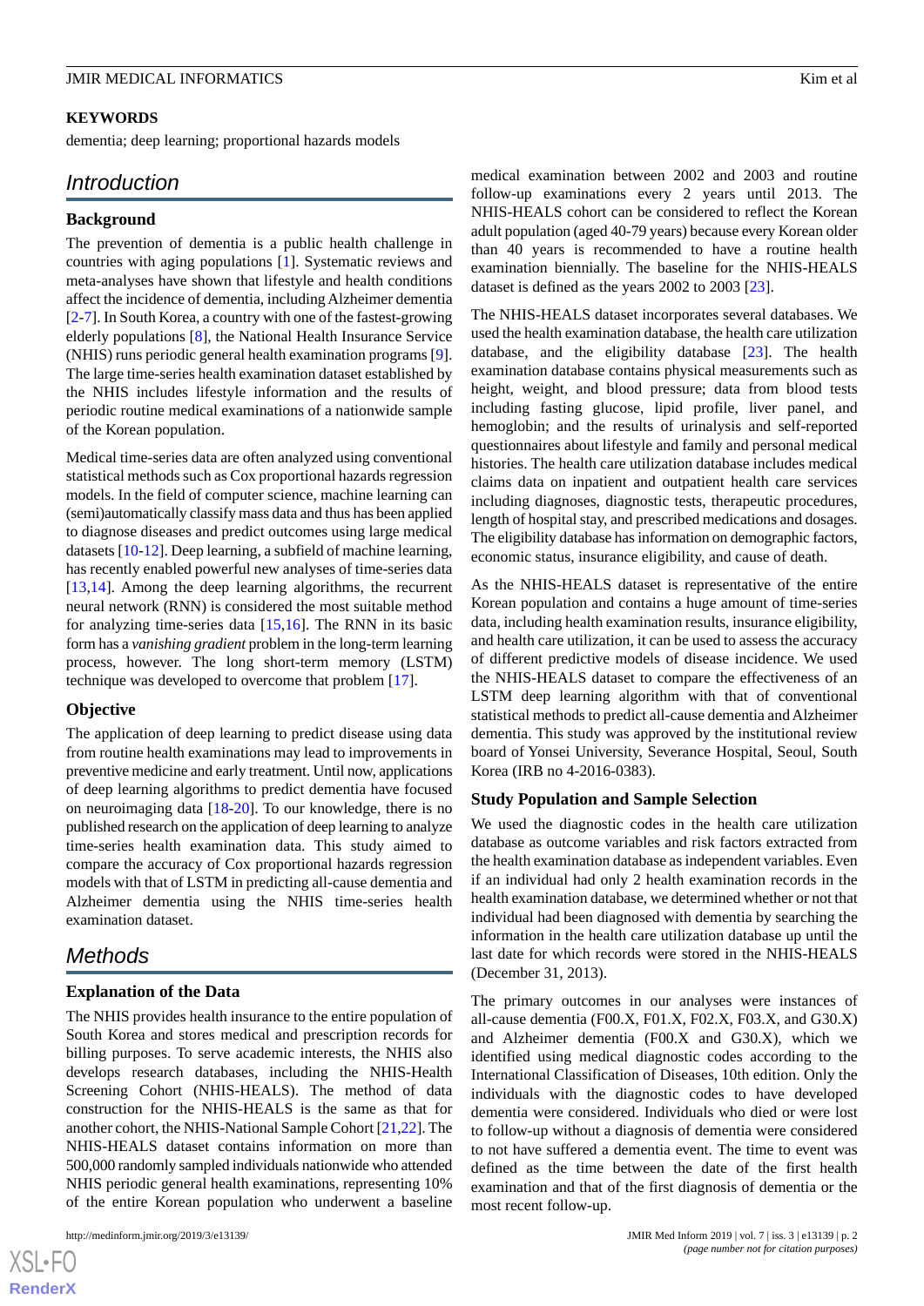**KEYWORDS**

dementia; deep learning; proportional hazards models

## Introduction

### Background

The prevention of dementia is a public health challenge in countries with aging populations [1]. Systematic reviews and meta-analyses have shown that lifestyle and health conditions affect the incidence of dementia, including Alzheimer dementia [2-7]. In South Korea, a country with one of the fastest-growing elderly populations [8], the National Health Insurance Service (NHIS) runs periodic general health examination programs [9]. The large time-series health examination dataset established by the NHIS includes lifestyle information and the results of periodic routine medical examinations of a nationwide sample of the Korean population.

Medical time-series data are often analyzed using conventional statistical methods such as Cox proportional hazards regression models. In the field of computer science, machine learning can (semi)automatically classify mass data and thus has been applied to diagnose diseases and predict outcomes using large medical datasets [10-12]. Deep learning, a subfield of machine learning, has recently enabled powerful new analyses of time-series data [13,14]. Among the deep learning algorithms, the recurrent neural network (RNN) is considered the most suitable method for analyzing time-series data [15,16]. The RNN in its basic form has a *vanishing gradient* problem in the long-term learning process, however. The long short-term memory (LSTM) technique was developed to overcome that problem [17].

### Objective

The application of deep learning to predict disease using data from routine health examinations may lead to improvements in preventive medicine and early treatment. Until now, applications of deep learning algorithms to predict dementia have focused on neuroimaging data [18-20]. To our knowledge, there is no published research on the application of deep learning to analyze time-series health examination data. This study aimed to compare the accuracy of Cox proportional hazards regression models with that of LSTM in predicting all-cause dementia and Alzheimer dementia using the NHIS time-series health examination dataset.

## Methods

### Explanation of the Data

The NHIS provides health insurance to the entire population of South Korea and stores medical and prescription records for billing purposes. To serve academic interests, the NHIS also develops research databases, including the NHIS-Health Screening Cohort (NHIS-HEALS). The method of data construction for the NHIS-HEALS is the same as that for another cohort, the NHIS-National Sample Cohort [21,22]. The NHIS-HEALS dataset contains information on more than 500,000 randomly sampled individuals nationwide who attended NHIS periodic general health examinations, representing 10% of the entire Korean population who underwent a baseline medical examination between 2002 and 2003 and routine follow-up examinations every 2 years until 2013. The NHIS-HEALS cohort can be considered to reflect the Korean adult population (aged 40-79 years) because every Korean older than 40 years is recommended to have a routine health examination biennially. The baseline for the NHIS-HEALS dataset is defined as the years 2002 to 2003 [23].

The NHIS-HEALS dataset incorporates several databases. We used the health examination database, the health care utilization database, and the eligibility database [23]. The health examination database contains physical measurements such as height, weight, and blood pressure; data from blood tests including fasting glucose, lipid profile, liver panel, and hemoglobin; and the results of urinalysis and self-reported questionnaires about lifestyle and family and personal medical histories. The health care utilization database includes medical claims data on inpatient and outpatient health care services including diagnoses, diagnostic tests, therapeutic procedures, length of hospital stay, and prescribed medications and dosages. The eligibility database has information on demographic factors, economic status, insurance eligibility, and cause of death.

As the NHIS-HEALS dataset is representative of the entire Korean population and contains a huge amount of time-series data, including health examination results, insurance eligibility, and health care utilization, it can be used to assess the accuracy of different predictive models of disease incidence. We used the NHIS-HEALS dataset to compare the effectiveness of an LSTM deep learning algorithm with that of conventional statistical methods to predict all-cause dementia and Alzheimer dementia. This study was approved by the institutional review board of Yonsei University, Severance Hospital, Seoul, South Korea (IRB no 4-2016-0383).

### Study Population and Sample Selection

We used the diagnostic codes in the health care utilization database as outcome variables and risk factors extracted from the health examination database as independent variables. Even if an individual had only 2 health examination records in the health examination database, we determined whether or not that individual had been diagnosed with dementia by searching the information in the health care utilization database up until the last date for which records were stored in the NHIS-HEALS (December 31, 2013).

The primary outcomes in our analyses were instances of all-cause dementia (F00.X, F01.X, F02.X, F03.X, and G30.X) and Alzheimer dementia (F00.X and G30.X), which we identified using medical diagnostic codes according to the International Classification of Diseases, 10th edition. Only the individuals with the diagnostic codes to have developed dementia were considered. Individuals who died or were lost to follow-up without a diagnosis of dementia were considered to not have suffered a dementia event. The time to event was defined as the time between the date of the first health examination and that of the first diagnosis of dementia or the most recent follow-up.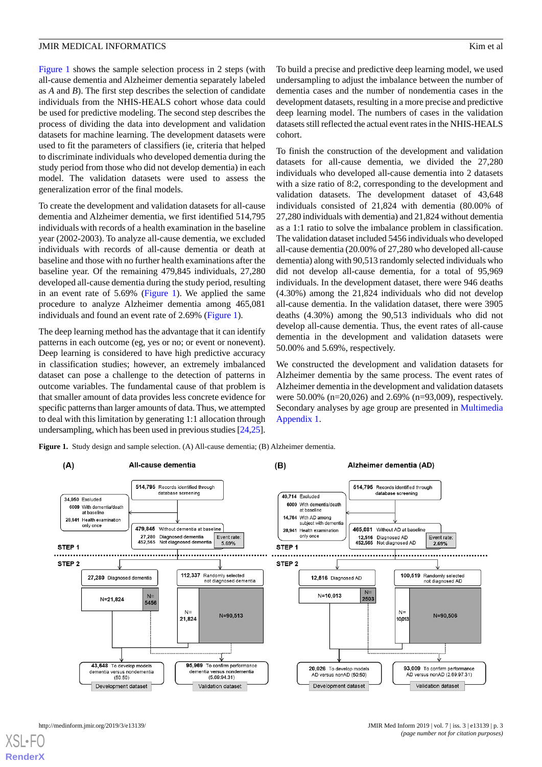Figure 1 shows the sample selection process in 2 steps (with all-cause dementia and Alzheimer dementia separately labeled as *A* and *B*). The first step describes the selection of candidate individuals from the NHIS-HEALS cohort whose data could be used for predictive modeling. The second step describes the process of dividing the data into development and validation datasets for machine learning. The development datasets were used to fit the parameters of classifiers (ie, criteria that helped to discriminate individuals who developed dementia during the study period from those who did not develop dementia) in each model. The validation datasets were used to assess the generalization error of the final models.

To create the development and validation datasets for all-cause dementia and Alzheimer dementia, we first identified 514,795 individuals with records of a health examination in the baseline year (2002-2003). To analyze all-cause dementia, we excluded individuals with records of all-cause dementia or death at baseline and those with no further health examinations after the baseline year. Of the remaining 479,845 individuals, 27,280 developed all-cause dementia during the study period, resulting in an event rate of 5.69% (Figure 1). We applied the same procedure to analyze Alzheimer dementia among 465,081 individuals and found an event rate of 2.69% (Figure 1).

The deep learning method has the advantage that it can identify patterns in each outcome (eg, yes or no; or event or nonevent). Deep learning is considered to have high predictive accuracy in classification studies; however, an extremely imbalanced dataset can pose a challenge to the detection of patterns in outcome variables. The fundamental cause of that problem is that smaller amount of data provides less concrete evidence for specific patterns than larger amounts of data. Thus, we attempted to deal with this limitation by generating 1:1 allocation through undersampling, which has been used in previous studies [24,25].

To build a precise and predictive deep learning model, we used undersampling to adjust the imbalance between the number of dementia cases and the number of nondementia cases in the development datasets, resulting in a more precise and predictive deep learning model. The numbers of cases in the validation datasets still reflected the actual event rates in the NHIS-HEALS cohort.

To finish the construction of the development and validation datasets for all-cause dementia, we divided the 27,280 individuals who developed all-cause dementia into 2 datasets with a size ratio of 8:2, corresponding to the development and validation datasets. The development dataset of 43,648 individuals consisted of 21,824 with dementia (80.00% of 27,280 individuals with dementia) and 21,824 without dementia as a 1:1 ratio to solve the imbalance problem in classification. The validation dataset included 5456 individuals who developed all-cause dementia (20.00% of 27,280 who developed all-cause dementia) along with 90,513 randomly selected individuals who did not develop all-cause dementia, for a total of 95,969 individuals. In the development dataset, there were 946 deaths (4.30%) among the 21,824 individuals who did not develop all-cause dementia. In the validation dataset, there were 3905 deaths (4.30%) among the 90,513 individuals who did not develop all-cause dementia. Thus, the event rates of all-cause dementia in the development and validation datasets were 50.00% and 5.69%, respectively.

We constructed the development and validation datasets for Alzheimer dementia by the same process. The event rates of Alzheimer dementia in the development and validation datasets were 50.00% (n=20,026) and 2.69% (n=93,009), respectively. Secondary analyses by age group are presented in Multimedia Appendix 1.

**Figure 1.** Study design and sample selection. (A) All-cause dementia; (B) Alzheimer dementia.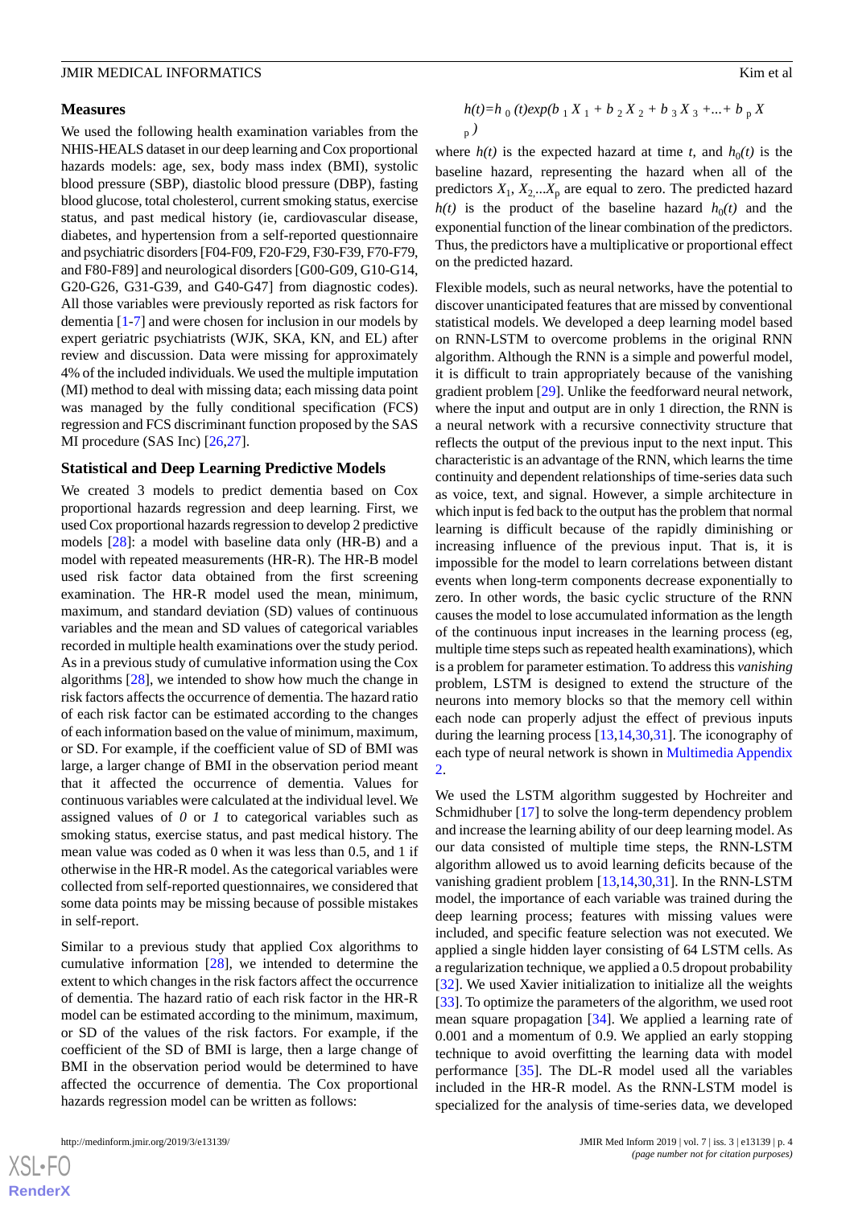### Measures

We used the following health examination variables from the NHIS-HEALS dataset in our deep learning and Cox proportional hazards models: age, sex, body mass index (BMI), systolic blood pressure (SBP), diastolic blood pressure (DBP), fasting blood glucose, total cholesterol, current smoking status, exercise status, and past medical history (ie, cardiovascular disease, diabetes, and hypertension from a self-reported questionnaire and psychiatric disorders [F04-F09, F20-F29, F30-F39, F70-F79, and F80-F89] and neurological disorders [G00-G09, G10-G14, G20-G26, G31-G39, and G40-G47] from diagnostic codes). All those variables were previously reported as risk factors for dementia [1-7] and were chosen for inclusion in our models by expert geriatric psychiatrists (WJK, SKA, KN, and EL) after review and discussion. Data were missing for approximately 4% of the included individuals. We used the multiple imputation (MI) method to deal with missing data; each missing data point was managed by the fully conditional specification (FCS) regression and FCS discriminant function proposed by the SAS MI procedure (SAS Inc) [26,27].

### Statistical and Deep Learning Predictive Models

We created 3 models to predict dementia based on Cox proportional hazards regression and deep learning. First, we used Cox proportional hazards regression to develop 2 predictive models [28]: a model with baseline data only (HR-B) and a model with repeated measurements (HR-R). The HR-B model used risk factor data obtained from the first screening examination. The HR-R model used the mean, minimum, maximum, and standard deviation (SD) values of continuous variables and the mean and SD values of categorical variables recorded in multiple health examinations over the study period. As in a previous study of cumulative information using the Cox algorithms [28], we intended to show how much the change in risk factors affects the occurrence of dementia. The hazard ratio of each risk factor can be estimated according to the changes of each information based on the value of minimum, maximum, or SD. For example, if the coefficient value of SD of BMI was large, a larger change of BMI in the observation period means that it affected the occurrence of dementia. Values for continuous variables were calculated at the individual level. We assigned values of *0* or *1* to categorical variables such as smoking status, exercise status, and past medical history. The mean value was coded as 0 when it was less than 0.5, and 1 if otherwise in the HR-R model. As the categorical variables were collected from self-reported questionnaires, we considered that some data points may be missing because of possible mistakes in self-report.

Similar to a previous study that applied Cox algorithms to cumulative information [28], we intended to determine the extent to which changes in the risk factors affect the occurrence of dementia. The hazard ratio of each risk factor in the HR-R model can be estimated according to the minimum, maximum, or SD of the values of the risk factors. For example, if the coefficient of the SD of BMI is large, then a large change of BMI in the observation period would be determined to have affected the occurrence of dementia. The Cox proportional hazards regression model can be written as follows:

$$h(t)=h_0(t)\exp(b_1X_1+b_2X_2+b_3X_3+...+b_pX_p)$$

where $h(t)$ is the expected hazard at time $t$, and $h_0(t)$ is the baseline hazard, representing the hazard when all of the predictors $X_1$, $X_2$...$X_p$ are equal to zero. The predicted hazard $h(t)$ is the product of the baseline hazard $h_0(t)$ and the exponential function of the linear combination of the predictors. Thus, the predictors have a multiplicative or proportional effect on the predicted hazard.

Flexible models, such as neural networks, have the potential to discover unanticipated features that are missed by conventional statistical models. We developed a deep learning model based on RNN-LSTM to overcome problems in the original RNN algorithm. Although the RNN is a simple and powerful model, it is difficult to train appropriately because of the vanishing gradient problem [29]. Unlike the feedforward neural network, where the input and output are in only 1 direction, the RNN is a neural network with a recursive connectivity structure that reflects the output of the previous input to the next input. This characteristic is an advantage of the RNN, which learns the time continuity and dependent relationships of time-series data such as voice, text, and signal. However, a simple architecture in which input is fed back to the output has the problem that normal learning is difficult because of the rapidly diminishing or increasing influence of the previous input. That is, it is impossible for the model to learn correlations between distant events when long-term components decrease exponentially to zero. In other words, the basic cyclic structure of the RNN causes the model to lose accumulated information as the length of the continuous input increases in the learning process (eg, multiple time steps such as repeated health examinations), which is a problem for parameter estimation. To address this *vanishing* problem, LSTM is designed to extend the structure of the neurons into memory blocks so that the memory cell within each node can properly adjust the effect of previous inputs during the learning process [13,14,30,31]. The iconography of each type of neural network is shown in Multimedia Appendix 2.

We used the LSTM algorithm suggested by Hochreiter and Schmidhuber [17] to solve the long-term dependency problem and increase the learning ability of our deep learning model. As our data consisted of multiple time steps, the RNN-LSTM algorithm allowed us to avoid learning deficits because of the vanishing gradient problem [13,14,30,31]. In the RNN-LSTM model, the importance of each variable was trained during the deep learning process; features with missing values were included, and specific feature selection was not executed. We applied a single hidden layer consisting of 64 LSTM cells. As a regularization technique, we applied a 0.5 dropout probability [32]. We used Xavier initialization to initialize all the weights [33]. To optimize the parameters of the algorithm, we used root mean square propagation [34]. We applied a learning rate of 0.001 and a momentum of 0.9. We applied an early stopping technique to avoid overfitting the learning data with model performance [35]. The DL-R model used all the variables included in the HR-R model. As the RNN-LSTM model is specialized for the analysis of time-series data, we developed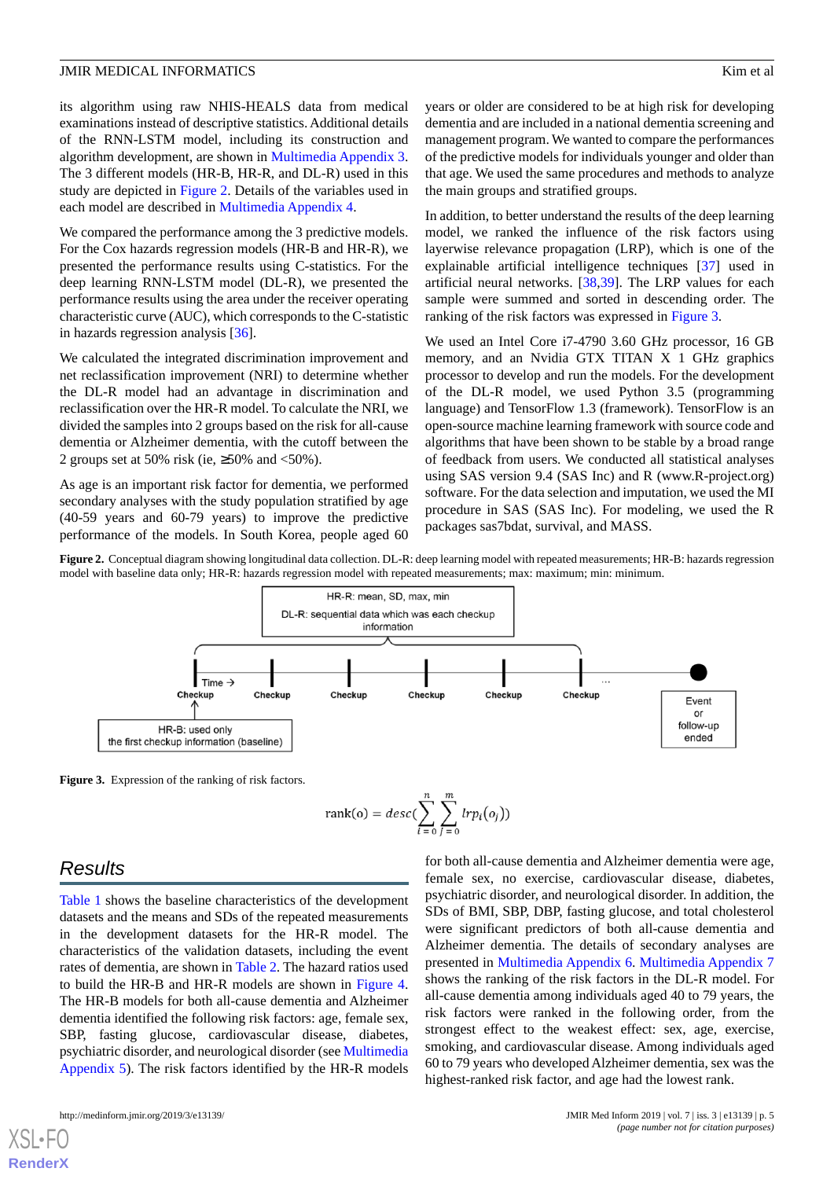its algorithm using raw NHIS-HEALS data from medical examinations instead of descriptive statistics. Additional details of the RNN-LSTM model, including its construction and algorithm development, are shown in Multimedia Appendix 3. The 3 different models (HR-B, HR-R, and DL-R) used in this study are depicted in Figure 2. Details of the variables used in each model are described in Multimedia Appendix 4.

We compared the performance among the 3 predictive models. For the Cox hazards regression models (HR-B and HR-R), we presented the performance results using C-statistics. For the deep learning RNN-LSTM model (DL-R), we presented the performance results using the area under the receiver operating characteristic curve (AUC), which corresponds to the C-statistic in hazards regression analysis [36].

We calculated the integrated discrimination improvement and net reclassification improvement (NRI) to determine whether the DL-R model had an advantage in discrimination and reclassification over the HR-R model. To calculate the NRI, we divided the samples into 2 groups based on the risk for all-cause dementia or Alzheimer dementia, with the cutoff between the 2 groups set at 50% risk (ie, ≥50% and <50%).

As age is an important risk factor for dementia, we performed secondary analyses with the study population stratified by age (40-59 years and 60-79 years) to improve the predictive performance of the models. In South Korea, people aged 60 years or older are considered to be at high risk for developing dementia and are included in a national dementia screening and management program. We wanted to compare the performances of the predictive models for individuals younger and older than that age. We used the same procedures and methods to analyze the main groups and stratified groups.

In addition, to better understand the results of the deep learning model, we ranked the influence of the risk factors using layerwise relevance propagation (LRP), which is one of the explainable artificial intelligence techniques [37] used in artificial neural networks. [38,39]. The LRP values for each sample were summed and sorted in descending order. The ranking of the risk factors was expressed in Figure 3.

We used an Intel Core i7-4790 3.60 GHz processor, 16 GB memory, and an Nvidia GTX TITAN X 1 GHz graphics processor to develop and run the models. For the development of the DL-R model, we used Python 3.5 (programming language) and TensorFlow 1.3 (framework). TensorFlow is an open-source machine learning framework with source code and algorithms that have been shown to be stable by a broad range of feedback from users. We conducted all statistical analyses using SAS version 9.4 (SAS Inc) and R (www.R-project.org) software. For the data selection and imputation, we used the MI procedure in SAS (SAS Inc). For modeling, we used the R packages sas7bdat, survival, and MASS.

**Figure 2.** Conceptual diagram showing longitudinal data collection. DL-R: deep learning model with repeated measurements; HR-B: hazards regression model with baseline data only; HR-R: hazards regression model with repeated measurements; max: maximum; min: minimum.

HR-R: mean, SD, max, min
DL-R: sequential data which was each checkup information

Time → Checkup | Checkup | Checkup | Checkup | Checkup | Checkup | ... | Event or follow-up ended

HR-B: used only the first checkup information (baseline)

**Figure 3.** Expression of the ranking of risk factors.

$$\mathrm{rank}(o) = desc\left(\sum_{i=0}^{n}\sum_{j=0}^{m} lrp_i(o_j)\right)$$

## Results

Table 1 shows the baseline characteristics of the development datasets and the means and SDs of the repeated measurements in the development datasets for the HR-R model. The characteristics of the validation datasets, including the event rates of dementia, are shown in Table 2. The hazard ratios used to build the HR-B and HR-R models are shown in Figure 4. The HR-B models for both all-cause dementia and Alzheimer dementia identified the following risk factors: age, female sex, SBP, fasting glucose, cardiovascular disease, diabetes, psychiatric disorder, and neurological disorder (see Multimedia Appendix 5). The risk factors identified by the HR-R models for both all-cause dementia and Alzheimer dementia were age, female sex, no exercise, cardiovascular disease, diabetes, psychiatric disorder, and neurological disorder. In addition, the SDs of BMI, SBP, DBP, fasting glucose, and total cholesterol were significant predictors of both all-cause dementia and Alzheimer dementia. The details of secondary analyses are presented in Multimedia Appendix 6. Multimedia Appendix 7 shows the ranking of the risk factors in the DL-R model. For all-cause dementia among individuals aged 40 to 79 years, the risk factors were ranked in the following order, from the strongest effect to the weakest effect: sex, age, exercise, smoking, and cardiovascular disease. Among individuals aged 60 to 79 years who developed Alzheimer dementia, sex was the highest-ranked risk factor, and age had the lowest rank.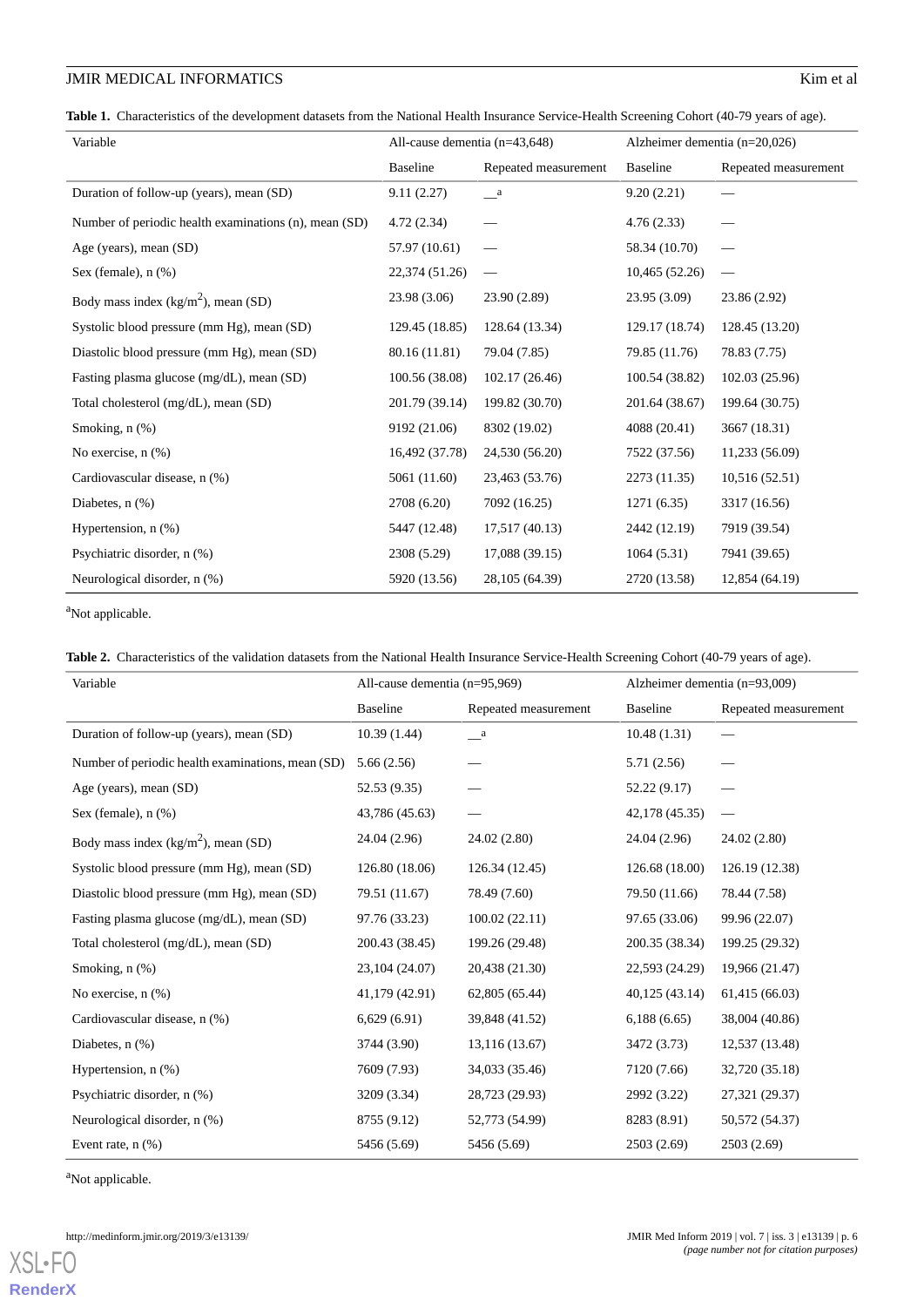**Table 1.** Characteristics of the development datasets from the National Health Insurance Service-Health Screening Cohort (40-79 years of age).

| Variable | All-cause dementia (n=43,648) | | Alzheimer dementia (n=20,026) | |
|---|---|---|---|---|
| | Baseline | Repeated measurement | Baseline | Repeated measurement |
| Duration of follow-up (years), mean (SD) | 9.11 (2.27) | —[a] | 9.20 (2.21) | — |
| Number of periodic health examinations (n), mean (SD) | 4.72 (2.34) | — | 4.76 (2.33) | — |
| Age (years), mean (SD) | 57.97 (10.61) | — | 58.34 (10.70) | — |
| Sex (female), n (%) | 22,374 (51.26) | — | 10,465 (52.26) | — |
| Body mass index (kg/m$^2$), mean (SD) | 23.98 (3.06) | 23.90 (2.89) | 23.95 (3.09) | 23.86 (2.92) |
| Systolic blood pressure (mm Hg), mean (SD) | 129.45 (18.85) | 128.64 (13.34) | 129.17 (18.74) | 128.45 (13.20) |
| Diastolic blood pressure (mm Hg), mean (SD) | 80.16 (11.81) | 79.04 (7.85) | 79.85 (11.76) | 78.83 (7.75) |
| Fasting plasma glucose (mg/dL), mean (SD) | 100.56 (38.08) | 102.17 (26.46) | 100.54 (38.82) | 102.03 (25.96) |
| Total cholesterol (mg/dL), mean (SD) | 201.79 (39.14) | 199.82 (30.70) | 201.64 (38.67) | 199.64 (30.75) |
| Smoking, n (%) | 9192 (21.06) | 8302 (19.02) | 4088 (20.41) | 3667 (18.31) |
| No exercise, n (%) | 16,492 (37.78) | 24,530 (56.20) | 7522 (37.56) | 11,233 (56.09) |
| Cardiovascular disease, n (%) | 5061 (11.60) | 23,463 (53.76) | 2273 (11.35) | 10,516 (52.51) |
| Diabetes, n (%) | 2708 (6.20) | 7092 (16.25) | 1271 (6.35) | 3317 (16.56) |
| Hypertension, n (%) | 5447 (12.48) | 17,517 (40.13) | 2442 (12.19) | 7919 (39.54) |
| Psychiatric disorder, n (%) | 2308 (5.29) | 17,088 (39.15) | 1064 (5.31) | 7941 (39.65) |
| Neurological disorder, n (%) | 5920 (13.56) | 28,105 (64.39) | 2720 (13.58) | 12,854 (64.19) |

[a]Not applicable.

**Table 2.** Characteristics of the validation datasets from the National Health Insurance Service-Health Screening Cohort (40-79 years of age).

| Variable | All-cause dementia (n=95,969) | | Alzheimer dementia (n=93,009) | |
|---|---|---|---|---|
| | Baseline | Repeated measurement | Baseline | Repeated measurement |
| Duration of follow-up (years), mean (SD) | 10.39 (1.44) | —[a] | 10.48 (1.31) | — |
| Number of periodic health examinations, mean (SD) | 5.66 (2.56) | — | 5.71 (2.56) | — |
| Age (years), mean (SD) | 52.53 (9.35) | — | 52.22 (9.17) | — |
| Sex (female), n (%) | 43,786 (45.63) | — | 42,178 (45.35) | — |
| Body mass index (kg/m$^2$), mean (SD) | 24.04 (2.96) | 24.02 (2.80) | 24.04 (2.96) | 24.02 (2.80) |
| Systolic blood pressure (mm Hg), mean (SD) | 126.80 (18.06) | 126.34 (12.45) | 126.68 (18.00) | 126.19 (12.38) |
| Diastolic blood pressure (mm Hg), mean (SD) | 79.51 (11.67) | 78.49 (7.60) | 79.50 (11.66) | 78.44 (7.58) |
| Fasting plasma glucose (mg/dL), mean (SD) | 97.76 (33.23) | 100.02 (22.11) | 97.65 (33.06) | 99.96 (22.07) |
| Total cholesterol (mg/dL), mean (SD) | 200.43 (38.45) | 199.26 (29.48) | 200.35 (38.34) | 199.25 (29.32) |
| Smoking, n (%) | 23,104 (24.07) | 20,438 (21.30) | 22,593 (24.29) | 19,966 (21.47) |
| No exercise, n (%) | 41,179 (42.91) | 62,805 (65.44) | 40,125 (43.14) | 61,415 (66.03) |
| Cardiovascular disease, n (%) | 6,629 (6.91) | 39,848 (41.52) | 6,188 (6.65) | 38,004 (40.86) |
| Diabetes, n (%) | 3744 (3.90) | 13,116 (13.67) | 3472 (3.73) | 12,537 (13.48) |
| Hypertension, n (%) | 7609 (7.93) | 34,033 (35.46) | 7120 (7.66) | 32,720 (35.18) |
| Psychiatric disorder, n (%) | 3209 (3.34) | 28,723 (29.93) | 2992 (3.22) | 27,321 (29.37) |
| Neurological disorder, n (%) | 8755 (9.12) | 52,773 (54.99) | 8283 (8.91) | 50,572 (54.37) |
| Event rate, n (%) | 5456 (5.69) | 5456 (5.69) | 2503 (2.69) | 2503 (2.69) |

[a]Not applicable.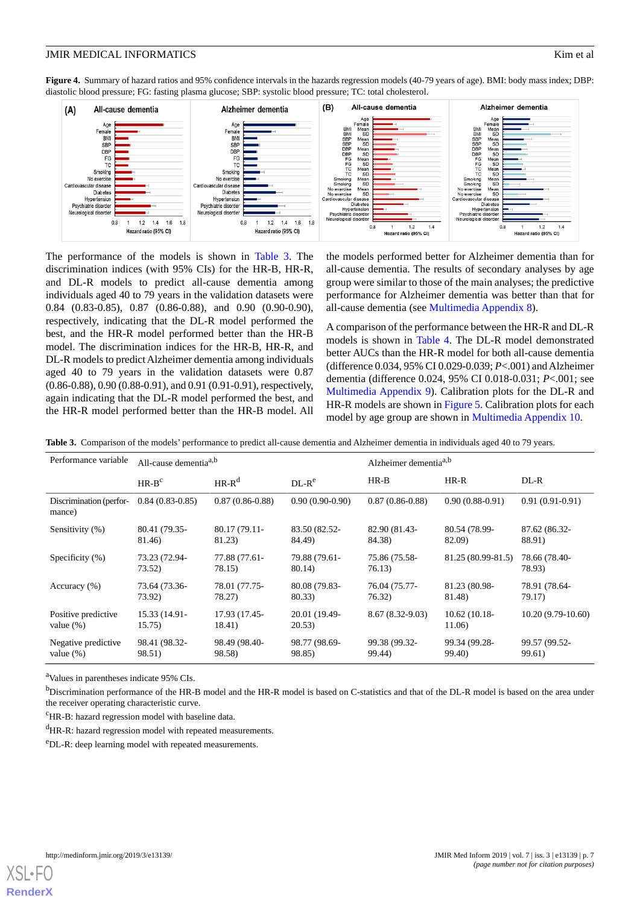**Figure 4.** Summary of hazard ratios and 95% confidence intervals in the hazards regression models (40-79 years of age). BMI: body mass index; DBP: diastolic blood pressure; FG: fasting plasma glucose; SBP: systolic blood pressure; TC: total cholesterol.

The performance of the models is shown in Table 3. The discrimination indices (with 95% CIs) for the HR-B, HR-R, and DL-R models to predict all-cause dementia among individuals aged 40 to 79 years in the validation datasets were 0.84 (0.83-0.85), 0.87 (0.86-0.88), and 0.90 (0.90-0.90), respectively, indicating that the DL-R model performed the best, and the HR-R model performed better than the HR-B model. The discrimination indices for the HR-B, HR-R, and DL-R models to predict Alzheimer dementia among individuals aged 40 to 79 years in the validation datasets were 0.87 (0.86-0.88), 0.90 (0.88-0.91), and 0.91 (0.91-0.91), respectively, again indicating that the DL-R model performed the best, and the HR-R model performed better than the HR-B model. All the models performed better for Alzheimer dementia than for all-cause dementia. The results of secondary analyses by age group were similar to those of the main analyses; the predictive performance for Alzheimer dementia was better than that for all-cause dementia (see Multimedia Appendix 8).

A comparison of the performance between the HR-R and DL-R models is shown in Table 4. The DL-R model demonstrated better AUCs than the HR-R model for both all-cause dementia (difference 0.034, 95% CI 0.029-0.039; $P<.001$) and Alzheimer dementia (difference 0.024, 95% CI 0.018-0.031; $P<.001$; see Multimedia Appendix 9). Calibration plots for the DL-R and HR-R models are shown in Figure 5. Calibration plots for each model by age group are shown in Multimedia Appendix 10.

**Table 3.** Comparison of the models' performance to predict all-cause dementia and Alzheimer dementia in individuals aged 40 to 79 years.

| Performance variable | All-cause dementia[a,b] | | | Alzheimer dementia[a,b] | | |
|---|---|---|---|---|---|---|
| | HR-B[c] | HR-R[d] | DL-R[e] | HR-B | HR-R | DL-R |
| Discrimination (performance) | 0.84 (0.83-0.85) | 0.87 (0.86-0.88) | 0.90 (0.90-0.90) | 0.87 (0.86-0.88) | 0.90 (0.88-0.91) | 0.91 (0.91-0.91) |
| Sensitivity (%) | 80.41 (79.35-81.46) | 80.17 (79.11-81.23) | 83.50 (82.52-84.49) | 82.90 (81.43-84.38) | 80.54 (78.99-82.09) | 87.62 (86.32-88.91) |
| Specificity (%) | 73.23 (72.94-73.52) | 77.88 (77.61-78.15) | 79.88 (79.61-80.14) | 75.86 (75.58-76.13) | 81.25 (80.99-81.5) | 78.66 (78.40-78.93) |
| Accuracy (%) | 73.64 (73.36-73.92) | 78.01 (77.75-78.27) | 80.08 (79.83-80.33) | 76.04 (75.77-76.32) | 81.23 (80.98-81.48) | 78.91 (78.64-79.17) |
| Positive predictive value (%) | 15.33 (14.91-15.75) | 17.93 (17.45-18.41) | 20.01 (19.49-20.53) | 8.67 (8.32-9.03) | 10.62 (10.18-11.06) | 10.20 (9.79-10.60) |
| Negative predictive value (%) | 98.41 (98.32-98.51) | 98.49 (98.40-98.58) | 98.77 (98.69-98.85) | 99.38 (99.32-99.44) | 99.34 (99.28-99.40) | 99.57 (99.52-99.61) |

[a]Values in parentheses indicate 95% CIs.

[b]Discrimination performance of the HR-B model and the HR-R model is based on C-statistics and that of the DL-R model is based on the area under the receiver operating characteristic curve.

[c]HR-B: hazard regression model with baseline data.

[d]HR-R: hazard regression model with repeated measurements.

[e]DL-R: deep learning model with repeated measurements.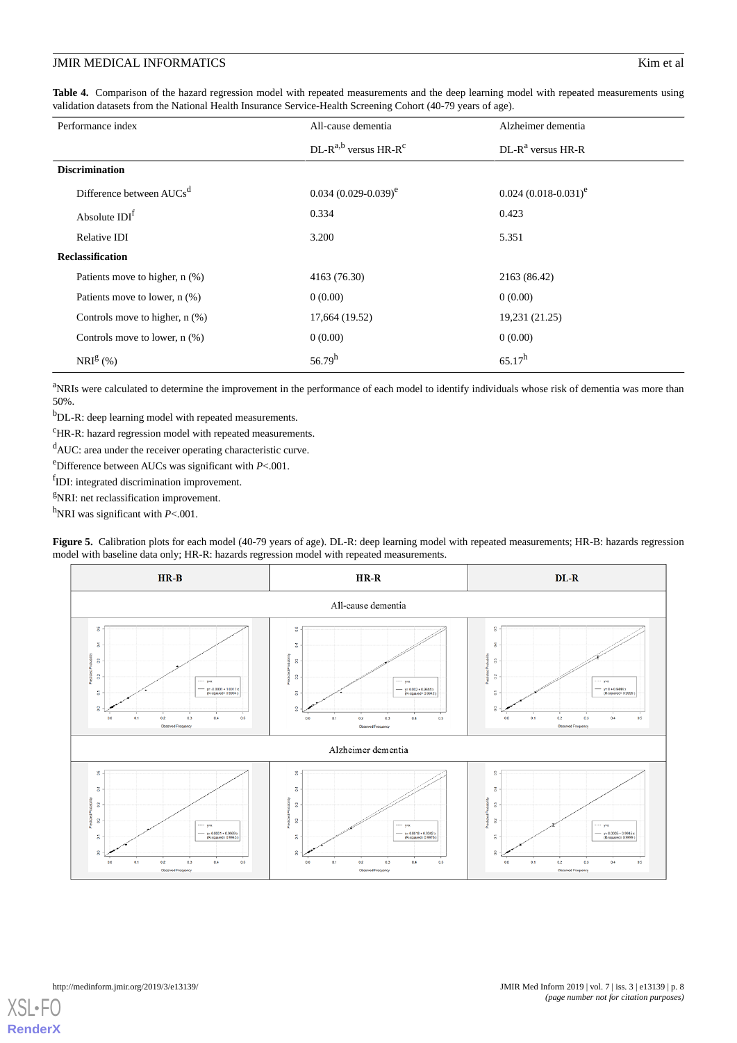**Table 4.** Comparison of the hazard regression model with repeated measurements and the deep learning model with repeated measurements using validation datasets from the National Health Insurance Service-Health Screening Cohort (40-79 years of age).

| Performance index | All-cause dementia | Alzheimer dementia |
|---|---|---|
| | DL-R[a,b] versus HR-R[c] | DL-R[a] versus HR-R |
| **Discrimination** | | |
| Difference between AUCs[d] | 0.034 (0.029-0.039)[e] | 0.024 (0.018-0.031)[e] |
| Absolute IDI[f] | 0.334 | 0.423 |
| Relative IDI | 3.200 | 5.351 |
| **Reclassification** | | |
| Patients move to higher, n (%) | 4163 (76.30) | 2163 (86.42) |
| Patients move to lower, n (%) | 0 (0.00) | 0 (0.00) |
| Controls move to higher, n (%) | 17,664 (19.52) | 19,231 (21.25) |
| Controls move to lower, n (%) | 0 (0.00) | 0 (0.00) |
| NRI[g] (%) | 56.79[h] | 65.17[h] |

[a]NRIs were calculated to determine the improvement in the performance of each model to identify individuals whose risk of dementia was more than 50%.

[b]DL-R: deep learning model with repeated measurements.

[c]HR-R: hazard regression model with repeated measurements.

[d]AUC: area under the receiver operating characteristic curve.

[e]Difference between AUCs was significant with *P*<.001.

[f]IDI: integrated discrimination improvement.

[g]NRI: net reclassification improvement.

[h]NRI was significant with *P*<.001.

**Figure 5.** Calibration plots for each model (40-79 years of age). DL-R: deep learning model with repeated measurements; HR-B: hazards regression model with baseline data only; HR-R: hazards regression model with repeated measurements.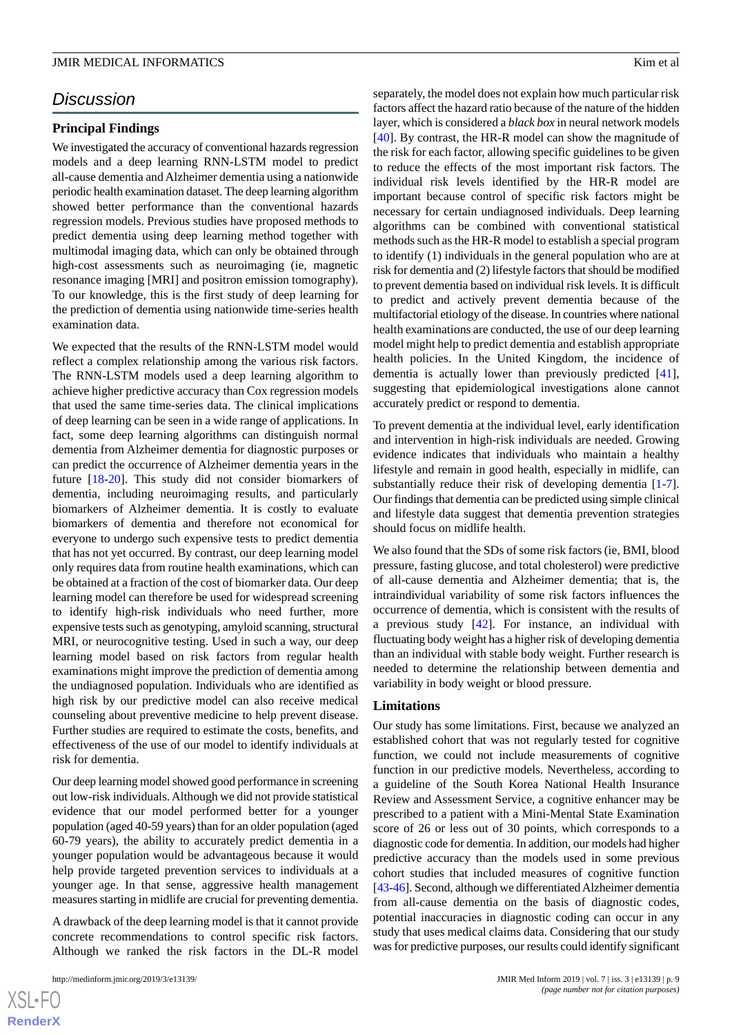## Discussion

### Principal Findings

We investigated the accuracy of conventional hazards regression models and a deep learning RNN-LSTM model to predict all-cause dementia and Alzheimer dementia using a nationwide periodic health examination dataset. The deep learning algorithm showed better performance than the conventional hazards regression models. Previous studies have proposed methods to predict dementia using deep learning method together with multimodal imaging data, which can only be obtained through high-cost assessments such as neuroimaging (ie, magnetic resonance imaging [MRI] and positron emission tomography). To our knowledge, this is the first study of deep learning for the prediction of dementia using nationwide time-series health examination data.

We expected that the results of the RNN-LSTM model would reflect a complex relationship among the various risk factors. The RNN-LSTM models used a deep learning algorithm to achieve higher predictive accuracy than Cox regression models that used the same time-series data. The clinical implications of deep learning can be seen in a wide range of applications. In fact, some deep learning algorithms can distinguish normal dementia from Alzheimer dementia for diagnostic purposes or can predict the occurrence of Alzheimer dementia years in the future [18-20]. This study did not consider biomarkers of dementia, including neuroimaging results, and particularly biomarkers of Alzheimer dementia. It is costly to evaluate biomarkers of dementia and therefore not economical for everyone to undergo such expensive tests to predict dementia that has not yet occurred. By contrast, our deep learning model only requires data from routine health examinations, which can be obtained at a fraction of the cost of biomarker data. Our deep learning model can therefore be used for widespread screening to identify high-risk individuals who need further, more expensive tests such as genotyping, amyloid scanning, structural MRI, or neurocognitive testing. Used in such a way, our deep learning model based on risk factors from regular health examinations might improve the prediction of dementia among the undiagnosed population. Individuals who are identified as high risk by our predictive model can also receive medical counseling about preventive medicine to help prevent disease. Further studies are required to estimate the costs, benefits, and effectiveness of the use of our model to identify individuals at risk for dementia.

Our deep learning model showed good performance in screening out low-risk individuals. Although we did not provide statistical evidence that our model performed better for a younger population (aged 40-59 years) than for an older population (aged 60-79 years), the ability to accurately predict dementia in a younger population would be advantageous because it would help provide targeted prevention services to individuals at a younger age. In that sense, aggressive health management measures starting in midlife are crucial for preventing dementia.

A drawback of the deep learning model is that it cannot provide concrete recommendations to control specific risk factors. Although we ranked the risk factors in the DL-R model separately, the model does not explain how much particular risk factors affect the hazard ratio because of the nature of the hidden layer, which is considered a *black box* in neural network models [40]. By contrast, the HR-R model can show the magnitude of the risk for each factor, allowing specific guidelines to be given to reduce the effects of the most important risk factors. The individual risk levels identified by the HR-R model are important because control of specific risk factors might be necessary for certain undiagnosed individuals. Deep learning algorithms can be combined with conventional statistical methods such as the HR-R model to establish a special program to identify (1) individuals in the general population who are at risk for dementia and (2) lifestyle factors that should be modified to prevent dementia based on individual risk levels. It is difficult to predict and actively prevent dementia because of the multifactorial etiology of the disease. In countries where national health examinations are conducted, the use of our deep learning model might help to predict dementia and establish appropriate health policies. In the United Kingdom, the incidence of dementia is actually lower than previously predicted [41], suggesting that epidemiological investigations alone cannot accurately predict or respond to dementia.

To prevent dementia at the individual level, early identification and intervention in high-risk individuals are needed. Growing evidence indicates that individuals who maintain a healthy lifestyle and remain in good health, especially in midlife, can substantially reduce their risk of developing dementia [1-7]. Our findings that dementia can be predicted using simple clinical and lifestyle data suggest that dementia prevention strategies should focus on midlife health.

We also found that the SDs of some risk factors (ie, BMI, blood pressure, fasting glucose, and total cholesterol) were predictive of all-cause dementia and Alzheimer dementia; that is, the intraindividual variability of some risk factors influences the occurrence of dementia, which is consistent with the results of a previous study [42]. For instance, an individual with fluctuating body weight has a higher risk of developing dementia than an individual with stable body weight. Further research is needed to determine the relationship between dementia and variability in body weight or blood pressure.

### Limitations

Our study has some limitations. First, because we analyzed an established cohort that was not regularly tested for cognitive function, we could not include measurements of cognitive function in our predictive models. Nevertheless, according to a guideline of the South Korea National Health Insurance Review and Assessment Service, a cognitive enhancer may be prescribed to a patient with a Mini-Mental State Examination score of 26 or less out of 30 points, which corresponds to a diagnostic code for dementia. In addition, our models had higher predictive accuracy than the models used in some previous cohort studies that included measures of cognitive function [43-46]. Second, although we differentiated Alzheimer dementia from all-cause dementia on the basis of diagnostic codes, potential inaccuracies in diagnostic coding can occur in any study that uses medical claims data. Considering that our study was for predictive purposes, our results could identify significant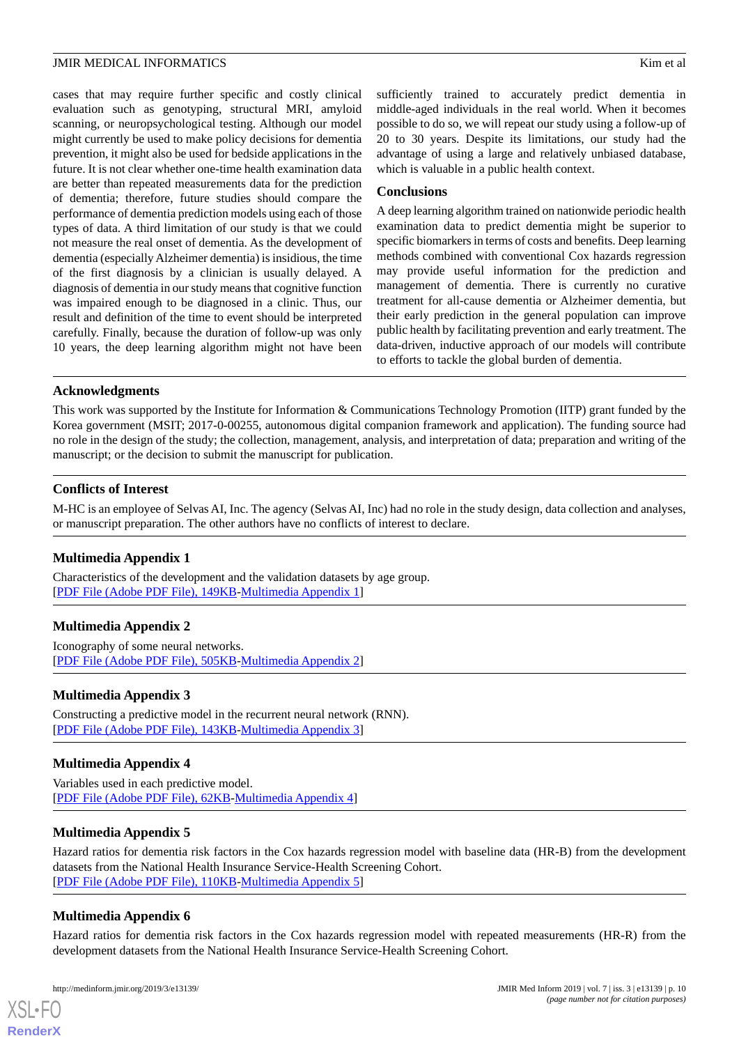cases that may require further specific and costly clinical evaluation such as genotyping, structural MRI, amyloid scanning, or neuropsychological testing. Although our model might currently be used to make policy decisions for dementia prevention, it might also be used for bedside applications in the future. It is not clear whether one-time health examination data are better than repeated measurements data for the prediction of dementia; therefore, future studies should compare the performance of dementia prediction models using each of those types of data. A third limitation of our study is that we could not measure the real onset of dementia. As the development of dementia (especially Alzheimer dementia) is insidious, the time of the first diagnosis by a clinician is usually delayed. A diagnosis of dementia in our study means that cognitive function was impaired enough to be diagnosed in a clinic. Thus, our result and definition of the time to event should be interpreted carefully. Finally, because the duration of follow-up was only 10 years, the deep learning algorithm might not have been sufficiently trained to accurately predict dementia in middle-aged individuals in the real world. When it becomes possible to do so, we will repeat our study using a follow-up of 20 to 30 years. Despite its limitations, our study had the advantage of using a large and relatively unbiased database, which is valuable in a public health context.

## Conclusions

A deep learning algorithm trained on nationwide periodic health examination data to predict dementia might be superior to specific biomarkers in terms of costs and benefits. Deep learning methods combined with conventional Cox hazards regression may provide useful information for the prediction and management of dementia. There is currently no curative treatment for all-cause dementia or Alzheimer dementia, but their early prediction in the general population can improve public health by facilitating prevention and early treatment. The data-driven, inductive approach of our models will contribute to efforts to tackle the global burden of dementia.

## Acknowledgments

This work was supported by the Institute for Information & Communications Technology Promotion (IITP) grant funded by the Korea government (MSIT; 2017-0-00255, autonomous digital companion framework and application). The funding source had no role in the design of the study; the collection, management, analysis, and interpretation of data; preparation and writing of the manuscript; or the decision to submit the manuscript for publication.

## Conflicts of Interest

M-HC is an employee of Selvas AI, Inc. The agency (Selvas AI, Inc) had no role in the study design, data collection and analyses, or manuscript preparation. The other authors have no conflicts of interest to declare.

## Multimedia Appendix 1

Characteristics of the development and the validation datasets by age group.
[PDF File (Adobe PDF File), 149KB-Multimedia Appendix 1]

## Multimedia Appendix 2

Iconography of some neural networks.
[PDF File (Adobe PDF File), 505KB-Multimedia Appendix 2]

## Multimedia Appendix 3

Constructing a predictive model in the recurrent neural network (RNN).
[PDF File (Adobe PDF File), 143KB-Multimedia Appendix 3]

## Multimedia Appendix 4

Variables used in each predictive model.
[PDF File (Adobe PDF File), 62KB-Multimedia Appendix 4]

## Multimedia Appendix 5

Hazard ratios for dementia risk factors in the Cox hazards regression model with baseline data (HR-B) from the development datasets from the National Health Insurance Service-Health Screening Cohort.
[PDF File (Adobe PDF File), 110KB-Multimedia Appendix 5]

## Multimedia Appendix 6

Hazard ratios for dementia risk factors in the Cox hazards regression model with repeated measurements (HR-R) from the development datasets from the National Health Insurance Service-Health Screening Cohort.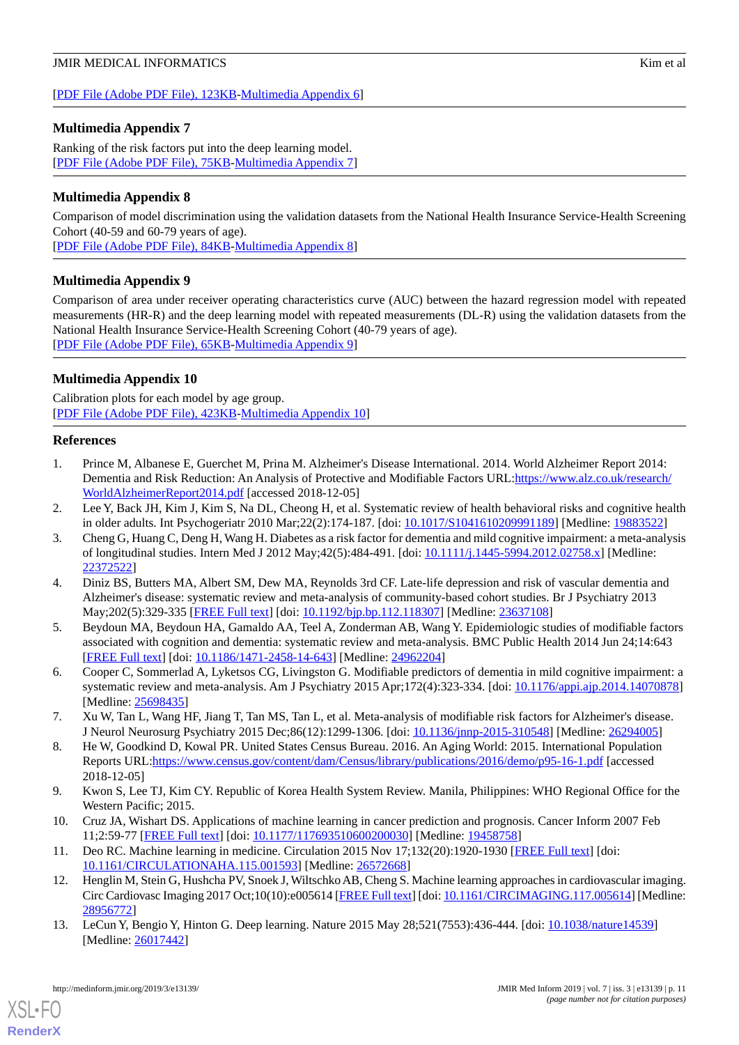[PDF File (Adobe PDF File), 123KB-Multimedia Appendix 6]

## Multimedia Appendix 7

Ranking of the risk factors put into the deep learning model.
[PDF File (Adobe PDF File), 75KB-Multimedia Appendix 7]

## Multimedia Appendix 8

Comparison of model discrimination using the validation datasets from the National Health Insurance Service-Health Screening Cohort (40-59 and 60-79 years of age).
[PDF File (Adobe PDF File), 84KB-Multimedia Appendix 8]

## Multimedia Appendix 9

Comparison of area under receiver operating characteristics curve (AUC) between the hazard regression model with repeated measurements (HR-R) and the deep learning model with repeated measurements (DL-R) using the validation datasets from the National Health Insurance Service-Health Screening Cohort (40-79 years of age).
[PDF File (Adobe PDF File), 65KB-Multimedia Appendix 9]

## Multimedia Appendix 10

Calibration plots for each model by age group.
[PDF File (Adobe PDF File), 423KB-Multimedia Appendix 10]

## References

1. Prince M, Albanese E, Guerchet M, Prina M. Alzheimer's Disease International. 2014. World Alzheimer Report 2014: Dementia and Risk Reduction: An Analysis of Protective and Modifiable Factors URL:https://www.alz.co.uk/research/WorldAlzheimerReport2014.pdf [accessed 2018-12-05]
2. Lee Y, Back JH, Kim J, Kim S, Na DL, Cheong H, et al. Systematic review of health behavioral risks and cognitive health in older adults. Int Psychogeriatr 2010 Mar;22(2):174-187. [doi: 10.1017/S1041610209991189] [Medline: 19883522]
3. Cheng G, Huang C, Deng H, Wang H. Diabetes as a risk factor for dementia and mild cognitive impairment: a meta-analysis of longitudinal studies. Intern Med J 2012 May;42(5):484-491. [doi: 10.1111/j.1445-5994.2012.02758.x] [Medline: 22372522]
4. Diniz BS, Butters MA, Albert SM, Dew MA, Reynolds 3rd CF. Late-life depression and risk of vascular dementia and Alzheimer's disease: systematic review and meta-analysis of community-based cohort studies. Br J Psychiatry 2013 May;202(5):329-335 [FREE Full text] [doi: 10.1192/bjp.bp.112.118307] [Medline: 23637108]
5. Beydoun MA, Beydoun HA, Gamaldo AA, Teel A, Zonderman AB, Wang Y. Epidemiologic studies of modifiable factors associated with cognition and dementia: systematic review and meta-analysis. BMC Public Health 2014 Jun 24;14:643 [FREE Full text] [doi: 10.1186/1471-2458-14-643] [Medline: 24962204]
6. Cooper C, Sommerlad A, Lyketsos CG, Livingston G. Modifiable predictors of dementia in mild cognitive impairment: a systematic review and meta-analysis. Am J Psychiatry 2015 Apr;172(4):323-334. [doi: 10.1176/appi.ajp.2014.14070878] [Medline: 25698435]
7. Xu W, Tan L, Wang HF, Jiang T, Tan MS, Tan L, et al. Meta-analysis of modifiable risk factors for Alzheimer's disease. J Neurol Neurosurg Psychiatry 2015 Dec;86(12):1299-1306. [doi: 10.1136/jnnp-2015-310548] [Medline: 26294005]
8. He W, Goodkind D, Kowal PR. United States Census Bureau. 2016. An Aging World: 2015. International Population Reports URL:https://www.census.gov/content/dam/Census/library/publications/2016/demo/p95-16-1.pdf [accessed 2018-12-05]
9. Kwon S, Lee TJ, Kim CY. Republic of Korea Health System Review. Manila, Philippines: WHO Regional Office for the Western Pacific; 2015.
10. Cruz JA, Wishart DS. Applications of machine learning in cancer prediction and prognosis. Cancer Inform 2007 Feb 11;2:59-77 [FREE Full text] [doi: 10.1177/117693510600200030] [Medline: 19458758]
11. Deo RC. Machine learning in medicine. Circulation 2015 Nov 17;132(20):1920-1930 [FREE Full text] [doi: 10.1161/CIRCULATIONAHA.115.001593] [Medline: 26572668]
12. Henglin M, Stein G, Hushcha PV, Snoek J, Wiltschko AB, Cheng S. Machine learning approaches in cardiovascular imaging. Circ Cardiovasc Imaging 2017 Oct;10(10):e005614 [FREE Full text] [doi: 10.1161/CIRCIMAGING.117.005614] [Medline: 28956772]
13. LeCun Y, Bengio Y, Hinton G. Deep learning. Nature 2015 May 28;521(7553):436-444. [doi: 10.1038/nature14539] [Medline: 26017442]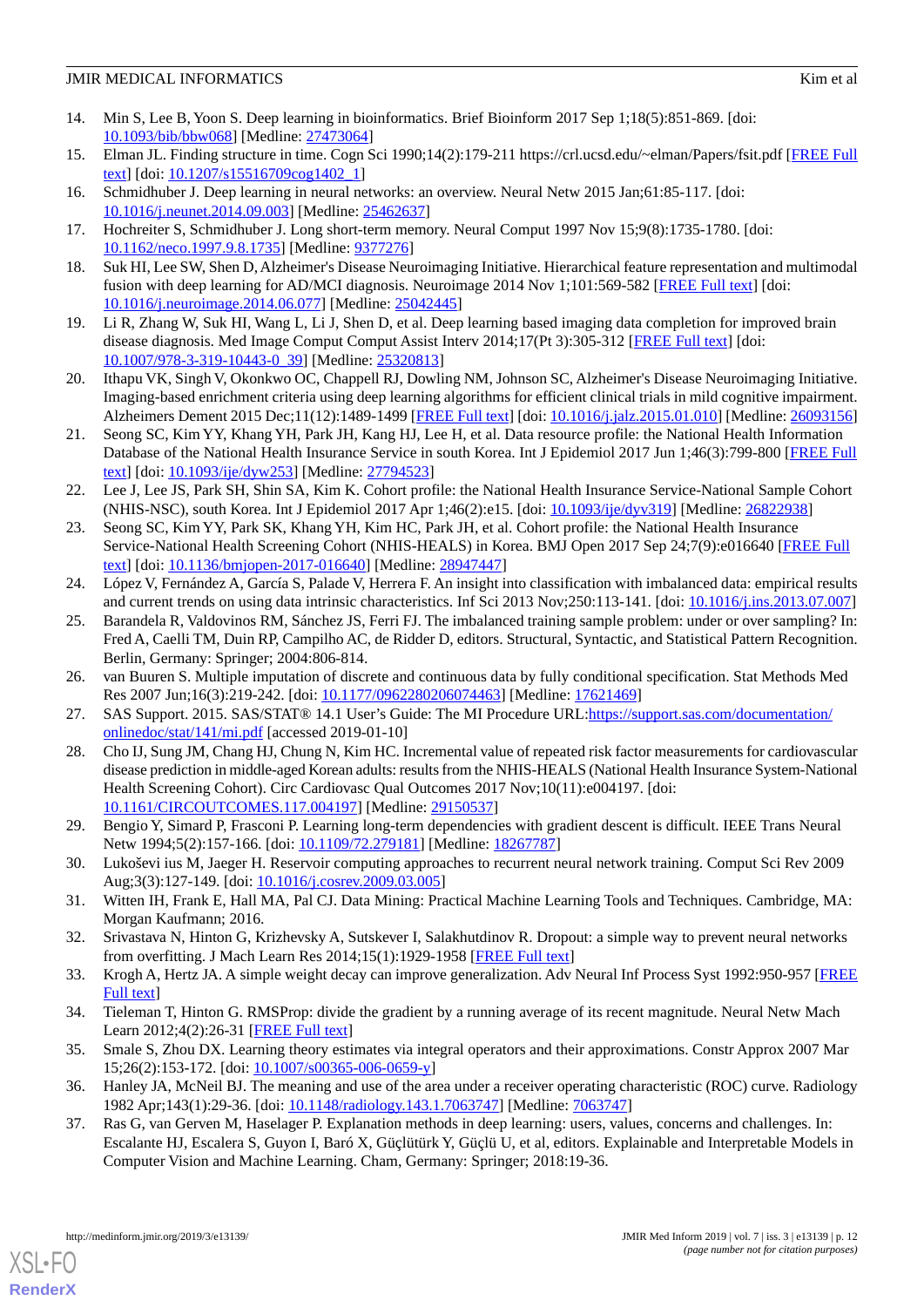14. Min S, Lee B, Yoon S. Deep learning in bioinformatics. Brief Bioinform 2017 Sep 1;18(5):851-869. [doi: 10.1093/bib/bbw068] [Medline: 27473064]
15. Elman JL. Finding structure in time. Cogn Sci 1990;14(2):179-211 https://crl.ucsd.edu/~elman/Papers/fsit.pdf [FREE Full text] [doi: 10.1207/s15516709cog1402_1]
16. Schmidhuber J. Deep learning in neural networks: an overview. Neural Netw 2015 Jan;61:85-117. [doi: 10.1016/j.neunet.2014.09.003] [Medline: 25462637]
17. Hochreiter S, Schmidhuber J. Long short-term memory. Neural Comput 1997 Nov 15;9(8):1735-1780. [doi: 10.1162/neco.1997.9.8.1735] [Medline: 9377276]
18. Suk HI, Lee SW, Shen D, Alzheimer's Disease Neuroimaging Initiative. Hierarchical feature representation and multimodal fusion with deep learning for AD/MCI diagnosis. Neuroimage 2014 Nov 1;101:569-582 [FREE Full text] [doi: 10.1016/j.neuroimage.2014.06.077] [Medline: 25042445]
19. Li R, Zhang W, Suk HI, Wang L, Li J, Shen D, et al. Deep learning based imaging data completion for improved brain disease diagnosis. Med Image Comput Comput Assist Interv 2014;17(Pt 3):305-312 [FREE Full text] [doi: 10.1007/978-3-319-10443-0_39] [Medline: 25320813]
20. Ithapu VK, Singh V, Okonkwo OC, Chappell RJ, Dowling NM, Johnson SC, Alzheimer's Disease Neuroimaging Initiative. Imaging-based enrichment criteria using deep learning algorithms for efficient clinical trials in mild cognitive impairment. Alzheimers Dement 2015 Dec;11(12):1489-1499 [FREE Full text] [doi: 10.1016/j.jalz.2015.01.010] [Medline: 26093156]
21. Seong SC, Kim YY, Khang YH, Park JH, Kang HJ, Lee H, et al. Data resource profile: the National Health Information Database of the National Health Insurance Service in south Korea. Int J Epidemiol 2017 Jun 1;46(3):799-800 [FREE Full text] [doi: 10.1093/ije/dyw253] [Medline: 27794523]
22. Lee J, Lee JS, Park SH, Shin SA, Kim K. Cohort profile: the National Health Insurance Service-National Sample Cohort (NHIS-NSC), south Korea. Int J Epidemiol 2017 Apr 1;46(2):e15. [doi: 10.1093/ije/dyv319] [Medline: 26822938]
23. Seong SC, Kim YY, Park SK, Khang YH, Kim HC, Park JH, et al. Cohort profile: the National Health Insurance Service-National Health Screening Cohort (NHIS-HEALS) in Korea. BMJ Open 2017 Sep 24;7(9):e016640 [FREE Full text] [doi: 10.1136/bmjopen-2017-016640] [Medline: 28947447]
24. López V, Fernández A, García S, Palade V, Herrera F. An insight into classification with imbalanced data: empirical results and current trends on using data intrinsic characteristics. Inf Sci 2013 Nov;250:113-141. [doi: 10.1016/j.ins.2013.07.007]
25. Barandela R, Valdovinos RM, Sánchez JS, Ferri FJ. The imbalanced training sample problem: under or over sampling? In: Fred A, Caelli TM, Duin RP, Campilho AC, de Ridder D, editors. Structural, Syntactic, and Statistical Pattern Recognition. Berlin, Germany: Springer; 2004:806-814.
26. van Buuren S. Multiple imputation of discrete and continuous data by fully conditional specification. Stat Methods Med Res 2007 Jun;16(3):219-242. [doi: 10.1177/0962280206074463] [Medline: 17621469]
27. SAS Support. 2015. SAS/STAT® 14.1 User's Guide: The MI Procedure URL:https://support.sas.com/documentation/onlinedoc/stat/141/mi.pdf [accessed 2019-01-10]
28. Cho IJ, Sung JM, Chang HJ, Chung N, Kim HC. Incremental value of repeated risk factor measurements for cardiovascular disease prediction in middle-aged Korean adults: results from the NHIS-HEALS (National Health Insurance System-National Health Screening Cohort). Circ Cardiovasc Qual Outcomes 2017 Nov;10(11):e004197. [doi: 10.1161/CIRCOUTCOMES.117.004197] [Medline: 29150537]
29. Bengio Y, Simard P, Frasconi P. Learning long-term dependencies with gradient descent is difficult. IEEE Trans Neural Netw 1994;5(2):157-166. [doi: 10.1109/72.279181] [Medline: 18267787]
30. Lukoševi ius M, Jaeger H. Reservoir computing approaches to recurrent neural network training. Comput Sci Rev 2009 Aug;3(3):127-149. [doi: 10.1016/j.cosrev.2009.03.005]
31. Witten IH, Frank E, Hall MA, Pal CJ. Data Mining: Practical Machine Learning Tools and Techniques. Cambridge, MA: Morgan Kaufmann; 2016.
32. Srivastava N, Hinton G, Krizhevsky A, Sutskever I, Salakhutdinov R. Dropout: a simple way to prevent neural networks from overfitting. J Mach Learn Res 2014;15(1):1929-1958 [FREE Full text]
33. Krogh A, Hertz JA. A simple weight decay can improve generalization. Adv Neural Inf Process Syst 1992:950-957 [FREE Full text]
34. Tieleman T, Hinton G. RMSProp: divide the gradient by a running average of its recent magnitude. Neural Netw Mach Learn 2012;4(2):26-31 [FREE Full text]
35. Smale S, Zhou DX. Learning theory estimates via integral operators and their approximations. Constr Approx 2007 Mar 15;26(2):153-172. [doi: 10.1007/s00365-006-0659-y]
36. Hanley JA, McNeil BJ. The meaning and use of the area under a receiver operating characteristic (ROC) curve. Radiology 1982 Apr;143(1):29-36. [doi: 10.1148/radiology.143.1.7063747] [Medline: 7063747]
37. Ras G, van Gerven M, Haselager P. Explanation methods in deep learning: users, values, concerns and challenges. In: Escalante HJ, Escalera S, Guyon I, Baró X, Güçlütürk Y, Güçlü U, et al, editors. Explainable and Interpretable Models in Computer Vision and Machine Learning. Cham, Germany: Springer; 2018:19-36.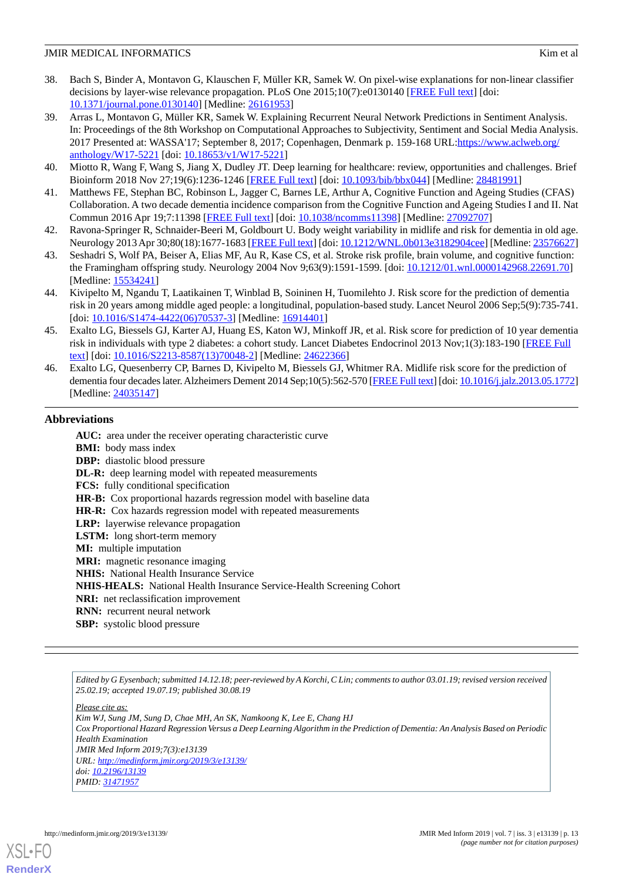38. Bach S, Binder A, Montavon G, Klauschen F, Müller KR, Samek W. On pixel-wise explanations for non-linear classifier decisions by layer-wise relevance propagation. PLoS One 2015;10(7):e0130140 [FREE Full text] [doi: 10.1371/journal.pone.0130140] [Medline: 26161953]
39. Arras L, Montavon G, Müller KR, Samek W. Explaining Recurrent Neural Network Predictions in Sentiment Analysis. In: Proceedings of the 8th Workshop on Computational Approaches to Subjectivity, Sentiment and Social Media Analysis. 2017 Presented at: WASSA'17; September 8, 2017; Copenhagen, Denmark p. 159-168 URL:https://www.aclweb.org/anthology/W17-5221 [doi: 10.18653/v1/W17-5221]
40. Miotto R, Wang F, Wang S, Jiang X, Dudley JT. Deep learning for healthcare: review, opportunities and challenges. Brief Bioinform 2018 Nov 27;19(6):1236-1246 [FREE Full text] [doi: 10.1093/bib/bbx044] [Medline: 28481991]
41. Matthews FE, Stephan BC, Robinson L, Jagger C, Barnes LE, Arthur A, Cognitive Function and Ageing Studies (CFAS) Collaboration. A two decade dementia incidence comparison from the Cognitive Function and Ageing Studies I and II. Nat Commun 2016 Apr 19;7:11398 [FREE Full text] [doi: 10.1038/ncomms11398] [Medline: 27092707]
42. Ravona-Springer R, Schnaider-Beeri M, Goldbourt U. Body weight variability in midlife and risk for dementia in old age. Neurology 2013 Apr 30;80(18):1677-1683 [FREE Full text] [doi: 10.1212/WNL.0b013e3182904cee] [Medline: 23576627]
43. Seshadri S, Wolf PA, Beiser A, Elias MF, Au R, Kase CS, et al. Stroke risk profile, brain volume, and cognitive function: the Framingham offspring study. Neurology 2004 Nov 9;63(9):1591-1599. [doi: 10.1212/01.wnl.0000142968.22691.70] [Medline: 15534241]
44. Kivipelto M, Ngandu T, Laatikainen T, Winblad B, Soininen H, Tuomilehto J. Risk score for the prediction of dementia risk in 20 years among middle aged people: a longitudinal, population-based study. Lancet Neurol 2006 Sep;5(9):735-741. [doi: 10.1016/S1474-4422(06)70537-3] [Medline: 16914401]
45. Exalto LG, Biessels GJ, Karter AJ, Huang ES, Katon WJ, Minkoff JR, et al. Risk score for prediction of 10 year dementia risk in individuals with type 2 diabetes: a cohort study. Lancet Diabetes Endocrinol 2013 Nov;1(3):183-190 [FREE Full text] [doi: 10.1016/S2213-8587(13)70048-2] [Medline: 24622366]
46. Exalto LG, Quesenberry CP, Barnes D, Kivipelto M, Biessels GJ, Whitmer RA. Midlife risk score for the prediction of dementia four decades later. Alzheimers Dement 2014 Sep;10(5):562-570 [FREE Full text] [doi: 10.1016/j.jalz.2013.05.1772] [Medline: 24035147]

## Abbreviations

**AUC:** area under the receiver operating characteristic curve
**BMI:** body mass index
**DBP:** diastolic blood pressure
**DL-R:** deep learning model with repeated measurements
**FCS:** fully conditional specification
**HR-B:** Cox proportional hazards regression model with baseline data
**HR-R:** Cox hazards regression model with repeated measurements
**LRP:** layerwise relevance propagation
**LSTM:** long short-term memory
**MI:** multiple imputation
**MRI:** magnetic resonance imaging
**NHIS:** National Health Insurance Service
**NHIS-HEALS:** National Health Insurance Service-Health Screening Cohort
**NRI:** net reclassification improvement
**RNN:** recurrent neural network
**SBP:** systolic blood pressure

*Edited by G Eysenbach; submitted 14.12.18; peer-reviewed by A Korchi, C Lin; comments to author 03.01.19; revised version received 25.02.19; accepted 19.07.19; published 30.08.19*

*Please cite as:*
*Kim WJ, Sung JM, Sung D, Chae MH, An SK, Namkoong K, Lee E, Chang HJ*
*Cox Proportional Hazard Regression Versus a Deep Learning Algorithm in the Prediction of Dementia: An Analysis Based on Periodic Health Examination*
*JMIR Med Inform 2019;7(3):e13139*
*URL: http://medinform.jmir.org/2019/3/e13139/*
*doi: 10.2196/13139*
*PMID: 31471957*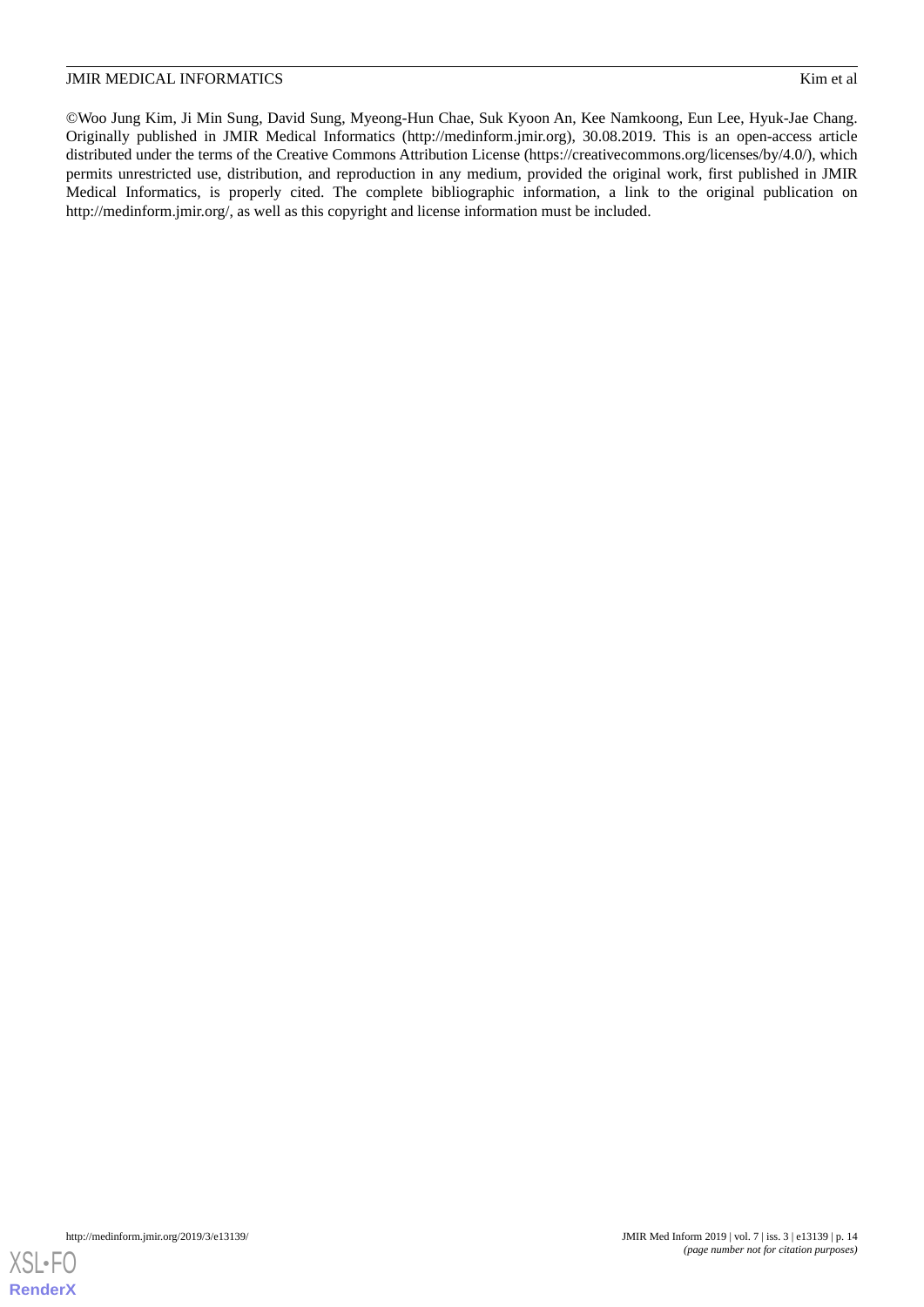©Woo Jung Kim, Ji Min Sung, David Sung, Myeong-Hun Chae, Suk Kyoon An, Kee Namkoong, Eun Lee, Hyuk-Jae Chang. Originally published in JMIR Medical Informatics (http://medinform.jmir.org), 30.08.2019. This is an open-access article distributed under the terms of the Creative Commons Attribution License (https://creativecommons.org/licenses/by/4.0/), which permits unrestricted use, distribution, and reproduction in any medium, provided the original work, first published in JMIR Medical Informatics, is properly cited. The complete bibliographic information, a link to the original publication on http://medinform.jmir.org/, as well as this copyright and license information must be included.